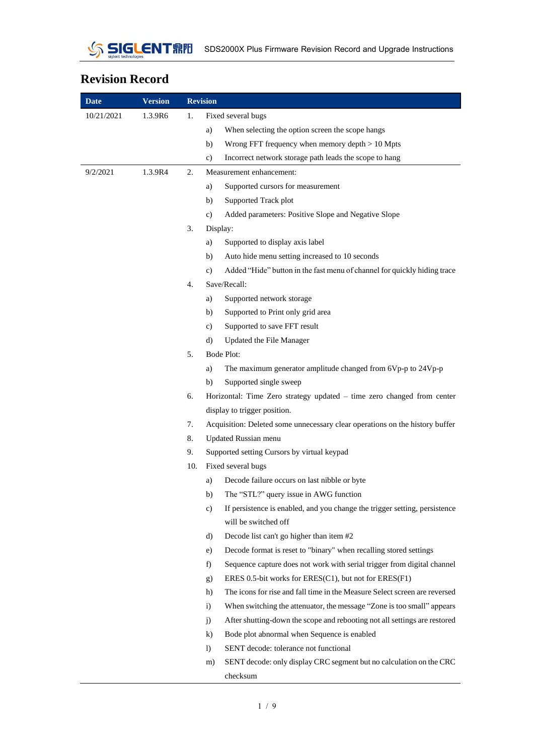# Revision Record

| Date | Version | Revision |
| --- | --- | --- |
| 10/21/2021 | 1.3.9R6 | 1. Fixed several bugs<br>a) When selecting the option screen the scope hangs<br>b) Wrong FFT frequency when memory depth > 10 Mpts<br>c) Incorrect network storage path leads the scope to hang |
| 9/2/2021 | 1.3.9R4 | 2. Measurement enhancement:<br>a) Supported cursors for measurement<br>b) Supported Track plot<br>c) Added parameters: Positive Slope and Negative Slope<br>3. Display:<br>a) Supported to display axis label<br>b) Auto hide menu setting increased to 10 seconds<br>c) Added "Hide" button in the fast menu of channel for quickly hiding trace<br>4. Save/Recall:<br>a) Supported network storage<br>b) Supported to Print only grid area<br>c) Supported to save FFT result<br>d) Updated the File Manager<br>5. Bode Plot:<br>a) The maximum generator amplitude changed from 6Vp-p to 24Vp-p<br>b) Supported single sweep<br>6. Horizontal: Time Zero strategy updated – time zero changed from center display to trigger position.<br>7. Acquisition: Deleted some unnecessary clear operations on the history buffer<br>8. Updated Russian menu<br>9. Supported setting Cursors by virtual keypad<br>10. Fixed several bugs<br>a) Decode failure occurs on last nibble or byte<br>b) The "STL?" query issue in AWG function<br>c) If persistence is enabled, and you change the trigger setting, persistence will be switched off<br>d) Decode list can't go higher than item #2<br>e) Decode format is reset to "binary" when recalling stored settings<br>f) Sequence capture does not work with serial trigger from digital channel<br>g) ERES 0.5-bit works for ERES(C1), but not for ERES(F1)<br>h) The icons for rise and fall time in the Measure Select screen are reversed<br>i) When switching the attenuator, the message "Zone is too small" appears<br>j) After shutting-down the scope and rebooting not all settings are restored<br>k) Bode plot abnormal when Sequence is enabled<br>l) SENT decode: tolerance not functional<br>m) SENT decode: only display CRC segment but no calculation on the CRC checksum |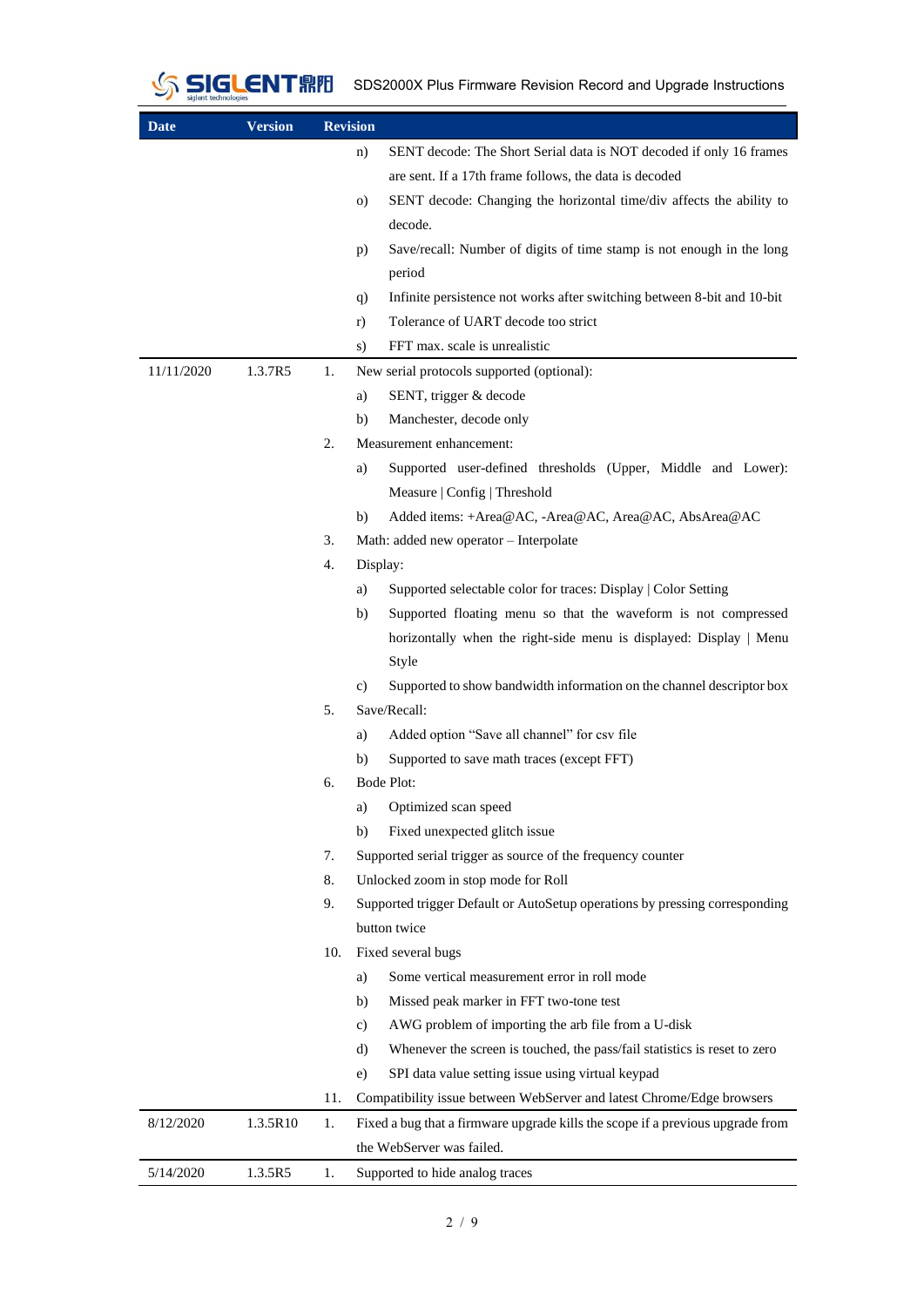| Date | Version | Revision |
|---|---|---|
| | | n) SENT decode: The Short Serial data is NOT decoded if only 16 frames are sent. If a 17th frame follows, the data is decoded<br>o) SENT decode: Changing the horizontal time/div affects the ability to decode.<br>p) Save/recall: Number of digits of time stamp is not enough in the long period<br>q) Infinite persistence not works after switching between 8-bit and 10-bit<br>r) Tolerance of UART decode too strict<br>s) FFT max. scale is unrealistic |
| 11/11/2020 | 1.3.7R5 | 1. New serial protocols supported (optional):<br>a) SENT, trigger & decode<br>b) Manchester, decode only<br>2. Measurement enhancement:<br>a) Supported user-defined thresholds (Upper, Middle and Lower): Measure \| Config \| Threshold<br>b) Added items: +Area@AC, -Area@AC, Area@AC, AbsArea@AC<br>3. Math: added new operator – Interpolate<br>4. Display:<br>a) Supported selectable color for traces: Display \| Color Setting<br>b) Supported floating menu so that the waveform is not compressed horizontally when the right-side menu is displayed: Display \| Menu Style<br>c) Supported to show bandwidth information on the channel descriptor box<br>5. Save/Recall:<br>a) Added option "Save all channel" for csv file<br>b) Supported to save math traces (except FFT)<br>6. Bode Plot:<br>a) Optimized scan speed<br>b) Fixed unexpected glitch issue<br>7. Supported serial trigger as source of the frequency counter<br>8. Unlocked zoom in stop mode for Roll<br>9. Supported trigger Default or AutoSetup operations by pressing corresponding button twice<br>10. Fixed several bugs<br>a) Some vertical measurement error in roll mode<br>b) Missed peak marker in FFT two-tone test<br>c) AWG problem of importing the arb file from a U-disk<br>d) Whenever the screen is touched, the pass/fail statistics is reset to zero<br>e) SPI data value setting issue using virtual keypad<br>11. Compatibility issue between WebServer and latest Chrome/Edge browsers |
| 8/12/2020 | 1.3.5R10 | 1. Fixed a bug that a firmware upgrade kills the scope if a previous upgrade from the WebServer was failed. |
| 5/14/2020 | 1.3.5R5 | 1. Supported to hide analog traces |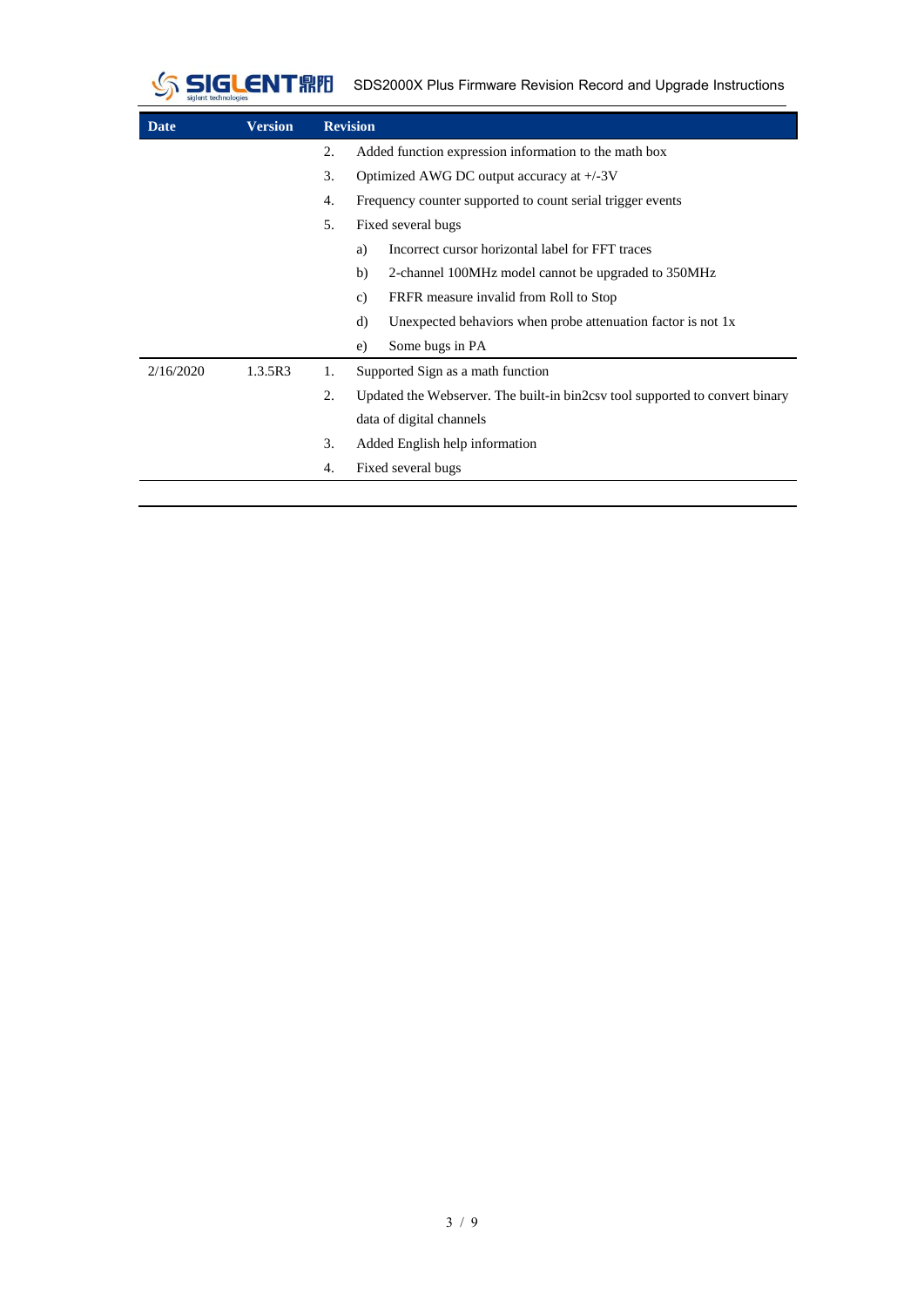| Date | Version | Revision |
|---|---|---|
| | | 2. Added function expression information to the math box<br>3. Optimized AWG DC output accuracy at +/-3V<br>4. Frequency counter supported to count serial trigger events<br>5. Fixed several bugs<br>a) Incorrect cursor horizontal label for FFT traces<br>b) 2-channel 100MHz model cannot be upgraded to 350MHz<br>c) FRFR measure invalid from Roll to Stop<br>d) Unexpected behaviors when probe attenuation factor is not 1x<br>e) Some bugs in PA |
| 2/16/2020 | 1.3.5R3 | 1. Supported Sign as a math function<br>2. Updated the Webserver. The built-in bin2csv tool supported to convert binary data of digital channels<br>3. Added English help information<br>4. Fixed several bugs |
| | | |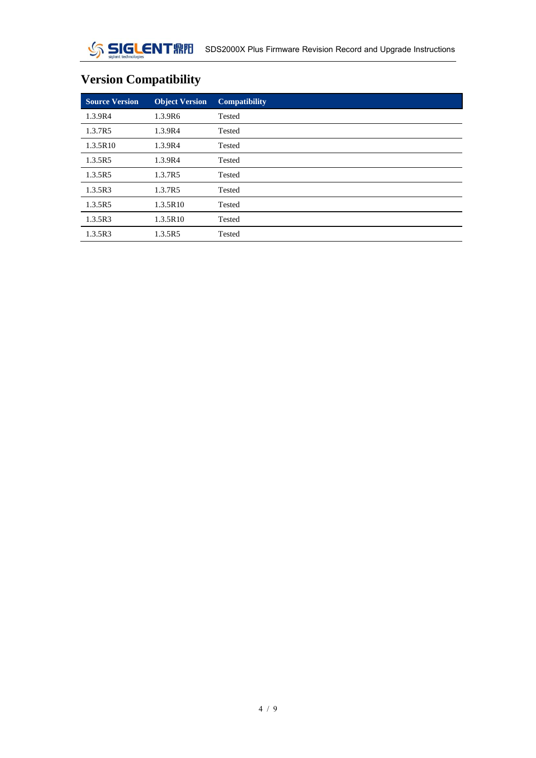# Version Compatibility

| Source Version | Object Version | Compatibility |
|---|---|---|
| 1.3.9R4 | 1.3.9R6 | Tested |
| 1.3.7R5 | 1.3.9R4 | Tested |
| 1.3.5R10 | 1.3.9R4 | Tested |
| 1.3.5R5 | 1.3.9R4 | Tested |
| 1.3.5R5 | 1.3.7R5 | Tested |
| 1.3.5R3 | 1.3.7R5 | Tested |
| 1.3.5R5 | 1.3.5R10 | Tested |
| 1.3.5R3 | 1.3.5R10 | Tested |
| 1.3.5R3 | 1.3.5R5 | Tested |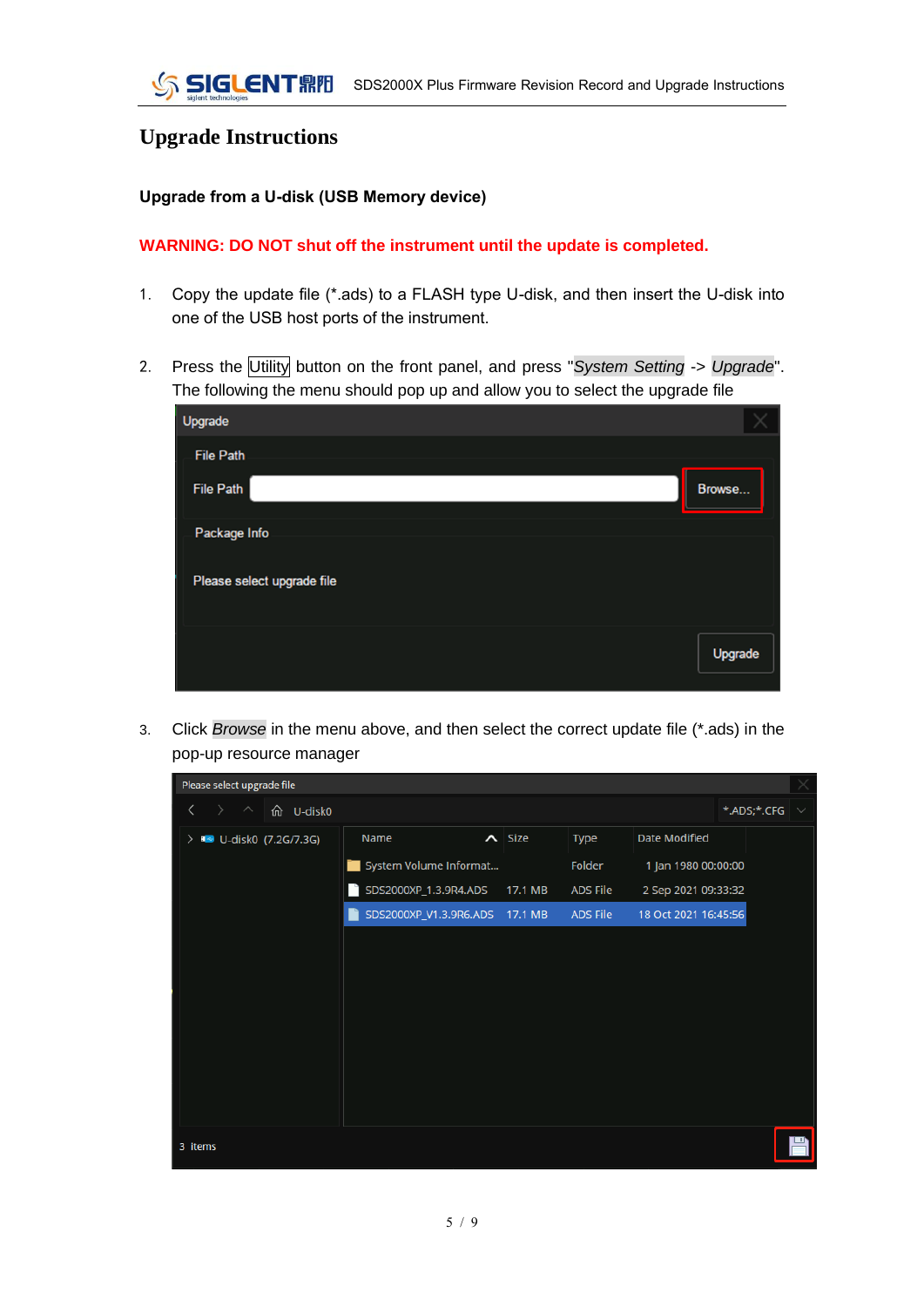# Upgrade Instructions

### Upgrade from a U-disk (USB Memory device)

**WARNING: DO NOT shut off the instrument until the update is completed.**

1. Copy the update file (*.ads) to a FLASH type U-disk, and then insert the U-disk into one of the USB host ports of the instrument.

2. Press the Utility button on the front panel, and press "*System Setting* -> *Upgrade*". The following the menu should pop up and allow you to select the upgrade file

3. Click *Browse* in the menu above, and then select the correct update file (*.ads) in the pop-up resource manager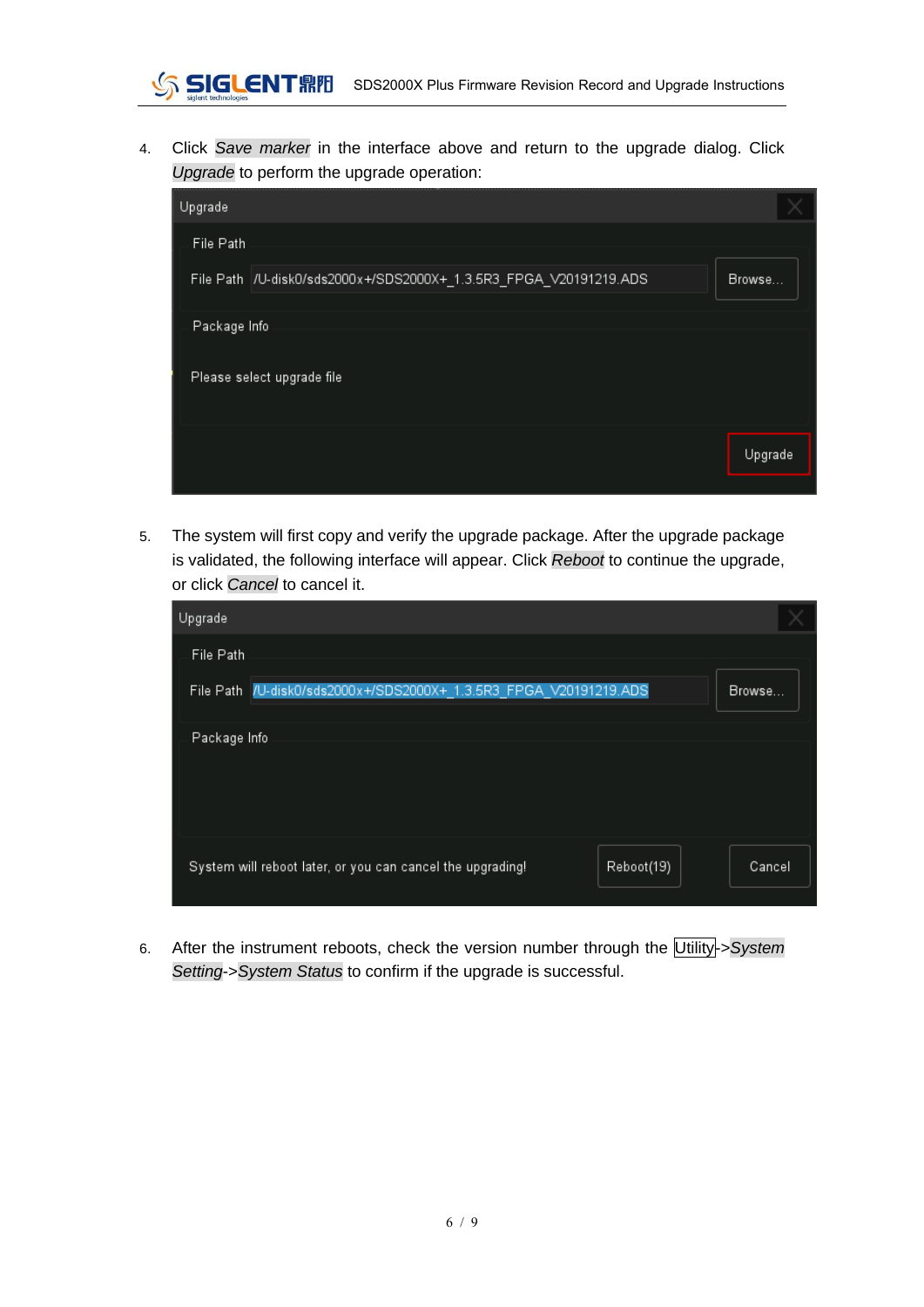4. Click *Save marker* in the interface above and return to the upgrade dialog. Click *Upgrade* to perform the upgrade operation:

5. The system will first copy and verify the upgrade package. After the upgrade package is validated, the following interface will appear. Click *Reboot* to continue the upgrade, or click *Cancel* to cancel it.

6. After the instrument reboots, check the version number through the Utility->*System Setting*->*System Status* to confirm if the upgrade is successful.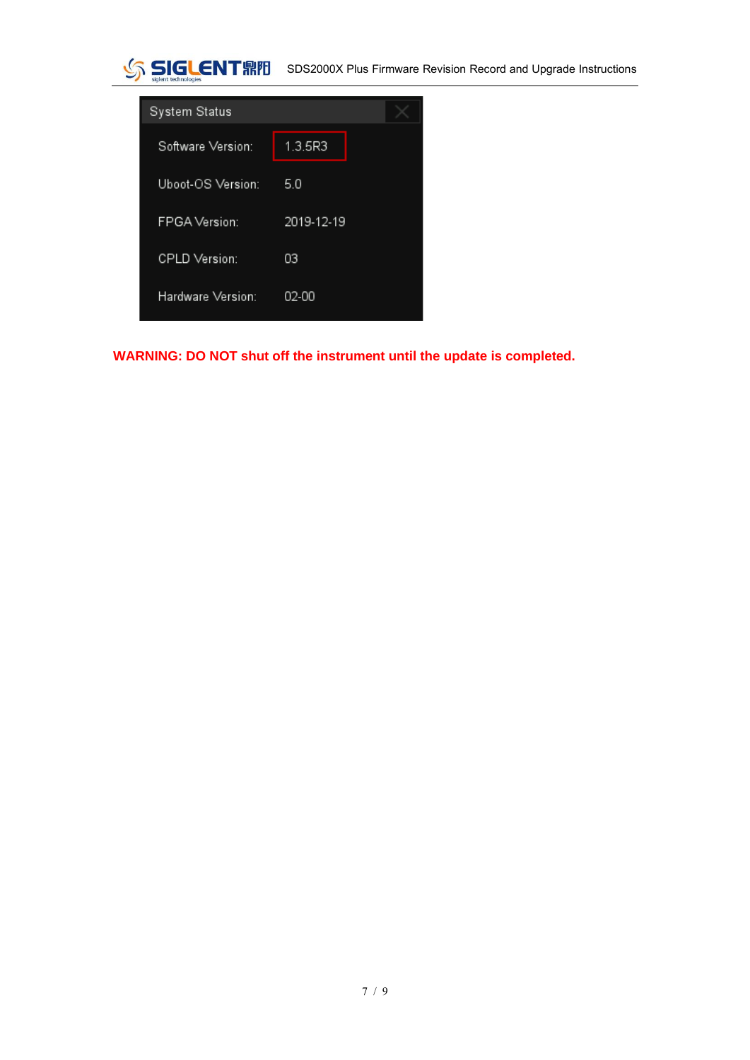| System Status | |
|---|---|
| Software Version: | 1.3.5R3 |
| Uboot-OS Version: | 5.0 |
| FPGA Version: | 2019-12-19 |
| CPLD Version: | 03 |
| Hardware Version: | 02-00 |

**WARNING: DO NOT shut off the instrument until the update is completed.**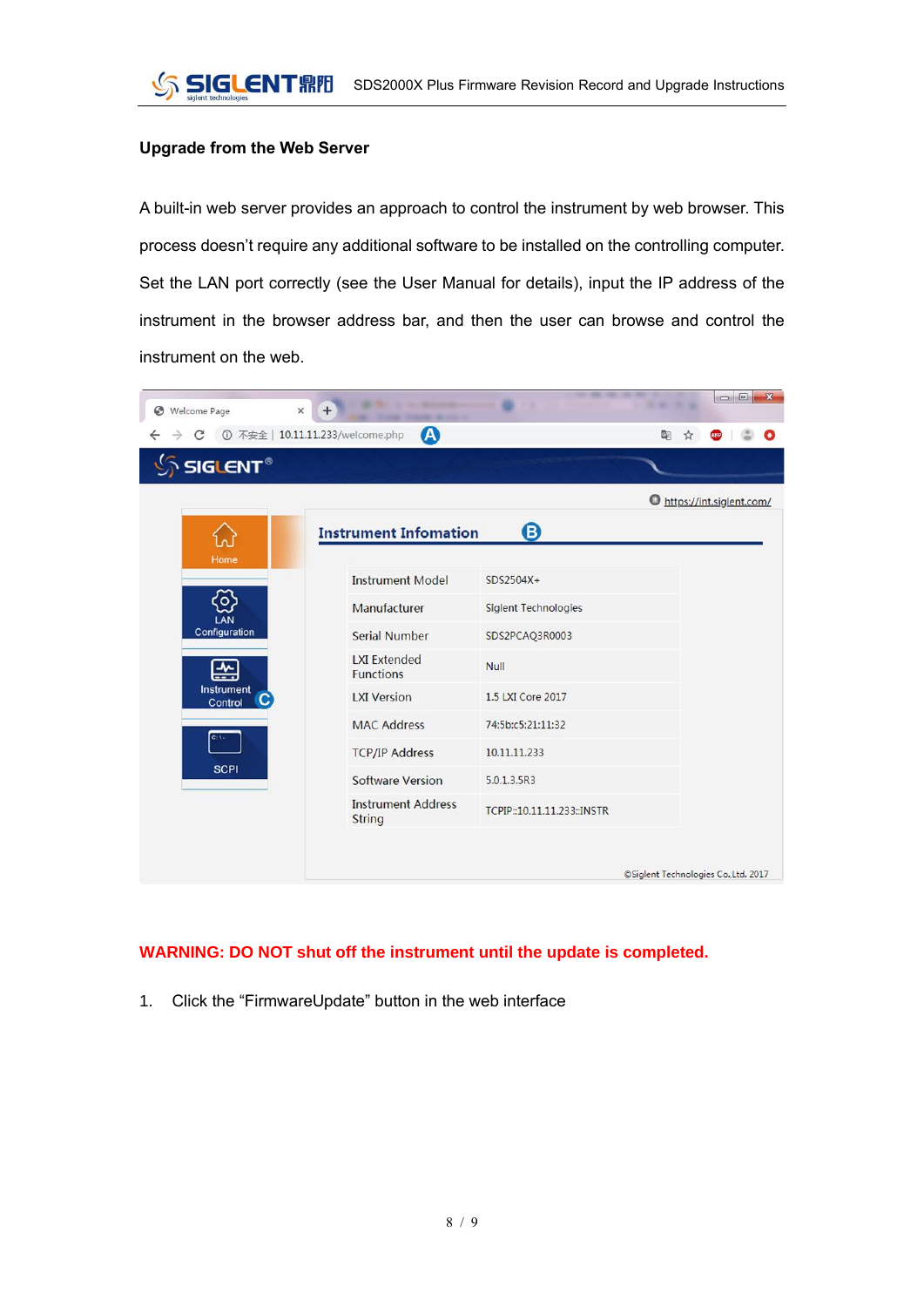## Upgrade from the Web Server

A built-in web server provides an approach to control the instrument by web browser. This process doesn't require any additional software to be installed on the controlling computer. Set the LAN port correctly (see the User Manual for details), input the IP address of the instrument in the browser address bar, and then the user can browse and control the instrument on the web.

**WARNING: DO NOT shut off the instrument until the update is completed.**

1. Click the "FirmwareUpdate" button in the web interface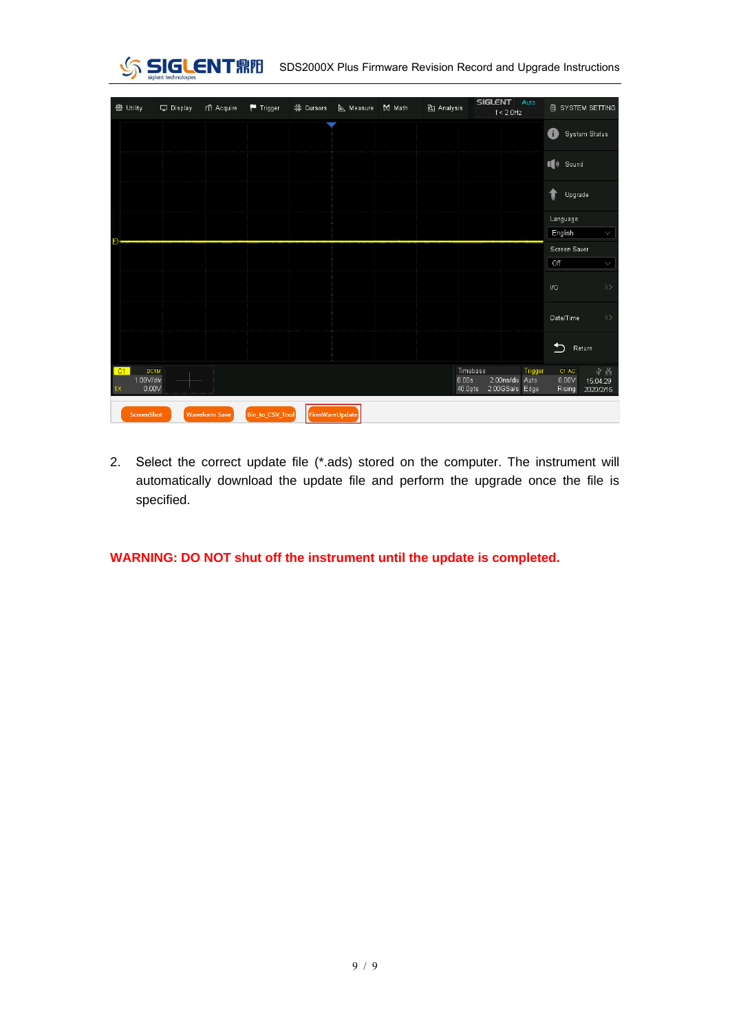2. Select the correct update file (*.ads) stored on the computer. The instrument will automatically download the update file and perform the upgrade once the file is specified.

**WARNING: DO NOT shut off the instrument until the update is completed.**